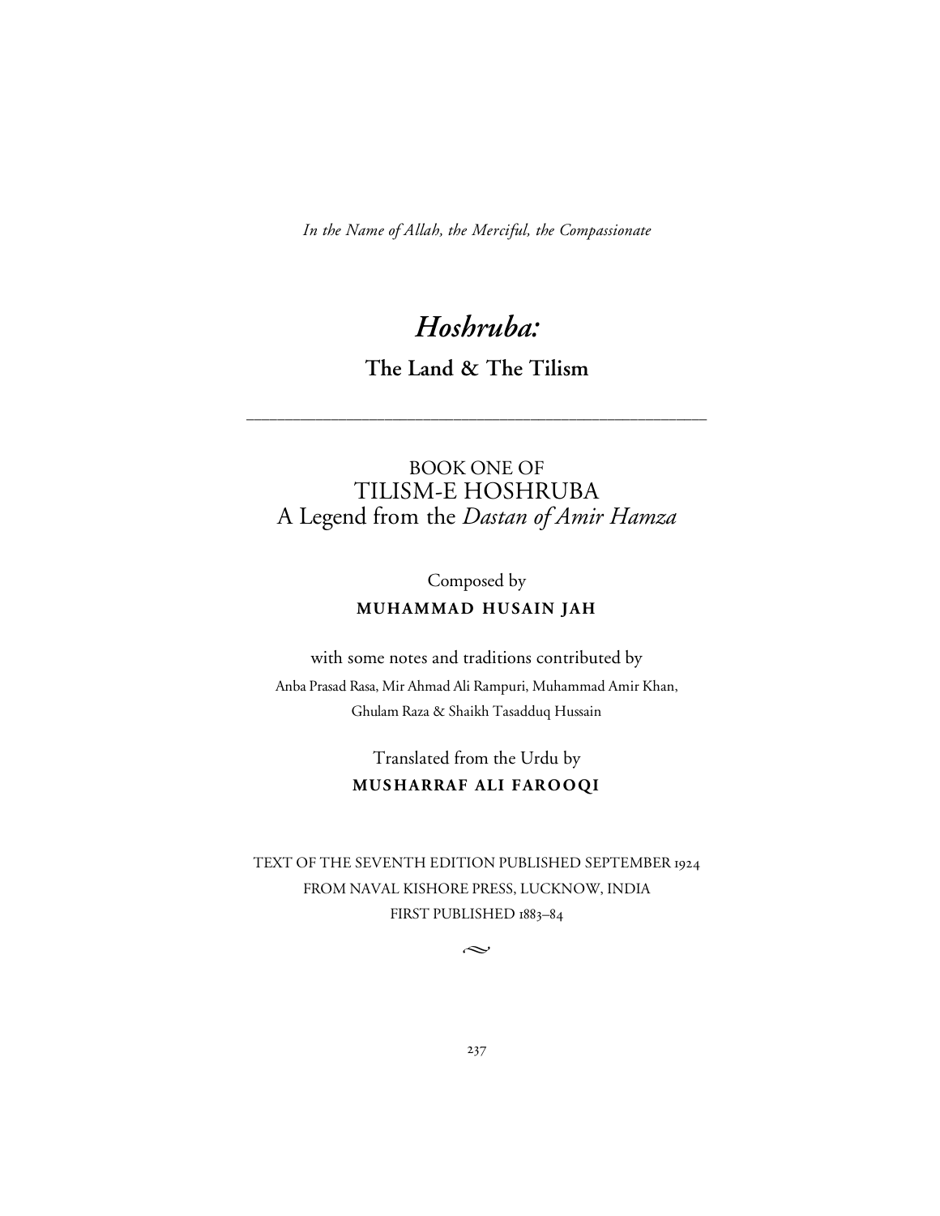*In the Name of Allah, the Merciful, the Compassionate*

# *Hoshruba:*

## The Land & The Tilism

---

BOOK ONE OF
TILISM-E HOSHRUBA
A Legend from the *Dastan of Amir Hamza*

Composed by
**MUHAMMAD HUSAIN JAH**

with some notes and traditions contributed by
Anba Prasad Rasa, Mir Ahmad Ali Rampuri, Muhammad Amir Khan, Ghulam Raza & Shaikh Tasadduq Hussain

Translated from the Urdu by
**MUSHARRAF ALI FAROOQI**

TEXT OF THE SEVENTH EDITION PUBLISHED SEPTEMBER 1924
FROM NAVAL KISHORE PRESS, LUCKNOW, INDIA
FIRST PUBLISHED 1883–84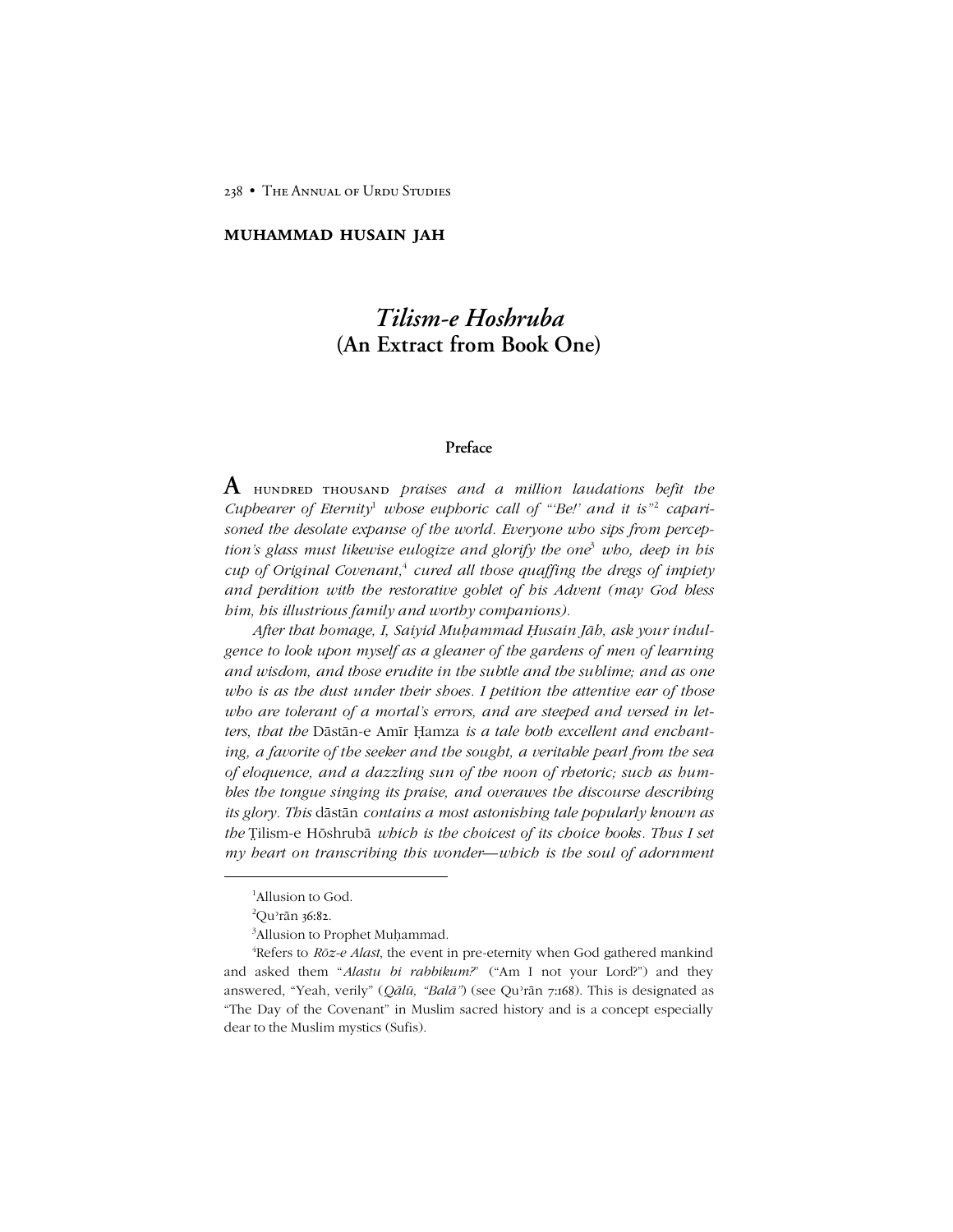**MUHAMMAD HUSAIN JAH**

# *Tilism-e Hoshruba* (An Extract from Book One)

## Preface

A HUNDRED THOUSAND *praises and a million laudations befit the Cupbearer of Eternity*[1] *whose euphoric call of "'Be!' and it is"*[2] *caparisoned the desolate expanse of the world. Everyone who sips from perception's glass must likewise eulogize and glorify the one*[3] *who, deep in his cup of Original Covenant,*[4] *cured all those quaffing the dregs of impiety and perdition with the restorative goblet of his Advent (may God bless him, his illustrious family and worthy companions).*

*After that homage, I, Saiyid Muḥammad Ḥusain Jāh, ask your indulgence to look upon myself as a gleaner of the gardens of men of learning and wisdom, and those erudite in the subtle and the sublime; and as one who is as the dust under their shoes. I petition the attentive ear of those who are tolerant of a mortal's errors, and are steeped and versed in letters, that the* Dāstān-e Amīr Ḥamza *is a tale both excellent and enchanting, a favorite of the seeker and the sought, a veritable pearl from the sea of eloquence, and a dazzling sun of the noon of rhetoric; such as humbles the tongue singing its praise, and overawes the discourse describing its glory. This* dāstān *contains a most astonishing tale popularly known as the* Ṭilism-e Hōshrubā *which is the choicest of its choice books. Thus I set my heart on transcribing this wonder—which is the soul of adornment*

---

[1] Allusion to God.

[2] Quʾrān 36:82.

[3] Allusion to Prophet Muḥammad.

[4] Refers to *Rōz-e Alast*, the event in pre-eternity when God gathered mankind and asked them "*Alastu bi rabbikum?*" ("Am I not your Lord?") and they answered, "Yeah, verily" (*Qālū, "Balā"*) (see Quʾrān 7:168). This is designated as "The Day of the Covenant" in Muslim sacred history and is a concept especially dear to the Muslim mystics (Sufis).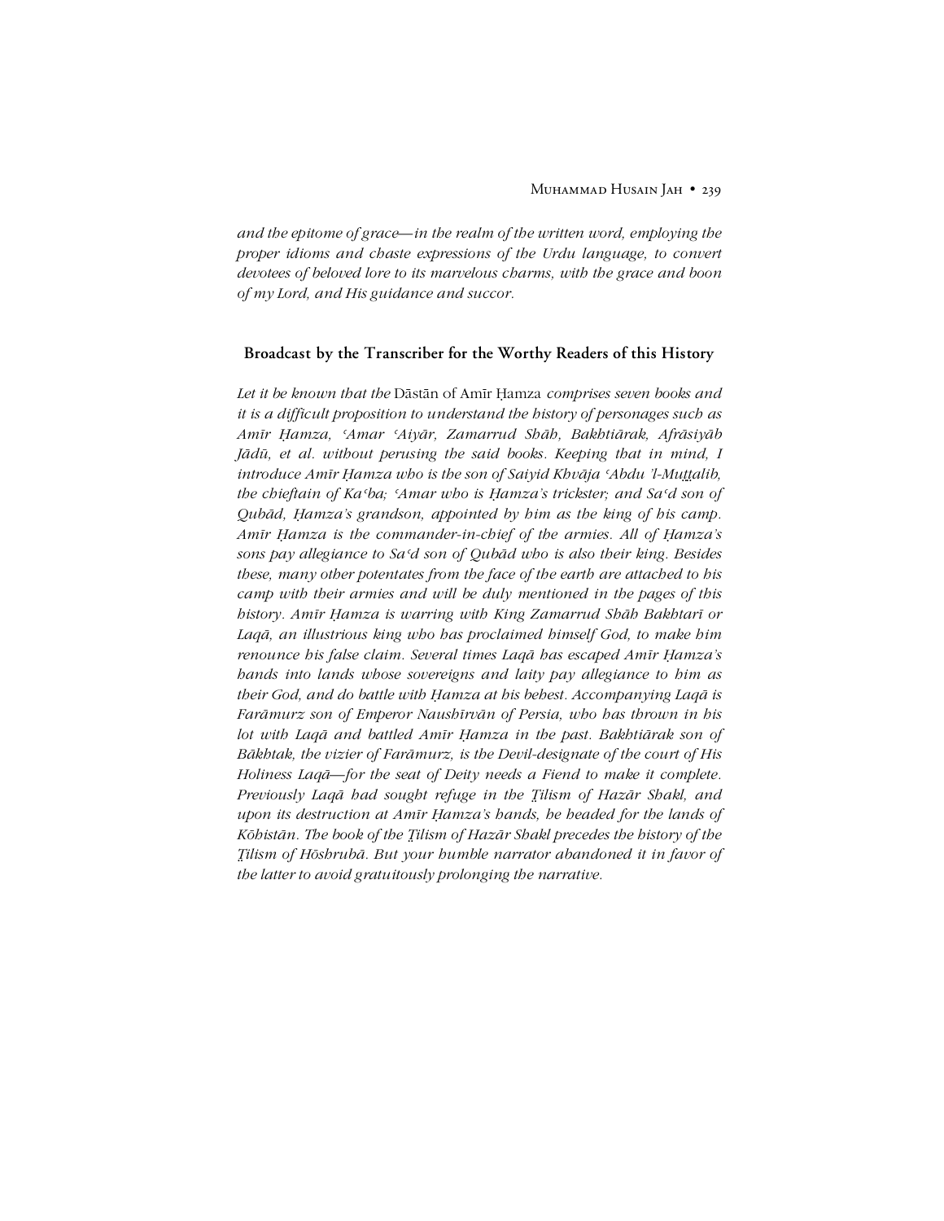*and the epitome of grace—in the realm of the written word, employing the proper idioms and chaste expressions of the Urdu language, to convert devotees of beloved lore to its marvelous charms, with the grace and boon of my Lord, and His guidance and succor.*

## Broadcast by the Transcriber for the Worthy Readers of this History

*Let it be known that the* Dāstān of Amīr Ḥamza *comprises seven books and it is a difficult proposition to understand the history of personages such as Amīr Ḥamza, ʿAmar ʿAiyār, Zamarrud Shāh, Bakhtiārak, Afrāsiyāb Jādū, et al. without perusing the said books. Keeping that in mind, I introduce Amīr Ḥamza who is the son of Saiyid Khvāja ʿAbdu ʾl-Muṯṯalib, the chieftain of Kaʿba; ʿAmar who is Ḥamza's trickster; and Saʿd son of Qubād, Ḥamza's grandson, appointed by him as the king of his camp. Amīr Ḥamza is the commander-in-chief of the armies. All of Ḥamza's sons pay allegiance to Saʿd son of Qubād who is also their king. Besides these, many other potentates from the face of the earth are attached to his camp with their armies and will be duly mentioned in the pages of this history. Amīr Ḥamza is warring with King Zamarrud Shāh Bakhtarī or Laqā, an illustrious king who has proclaimed himself God, to make him renounce his false claim. Several times Laqā has escaped Amīr Ḥamza's hands into lands whose sovereigns and laity pay allegiance to him as their God, and do battle with Ḥamza at his behest. Accompanying Laqā is Farāmurz son of Emperor Naushīrvān of Persia, who has thrown in his lot with Laqā and battled Amīr Ḥamza in the past. Bakhtiārak son of Bākhtak, the vizier of Farāmurz, is the Devil-designate of the court of His Holiness Laqā—for the seat of Deity needs a Fiend to make it complete. Previously Laqā had sought refuge in the Ṭilism of Hazār Shakl, and upon its destruction at Amīr Ḥamza's hands, he headed for the lands of Kōhistān. The book of the Ṭilism of Hazār Shakl precedes the history of the Ṭilism of Hōshrubā. But your humble narrator abandoned it in favor of the latter to avoid gratuitously prolonging the narrative.*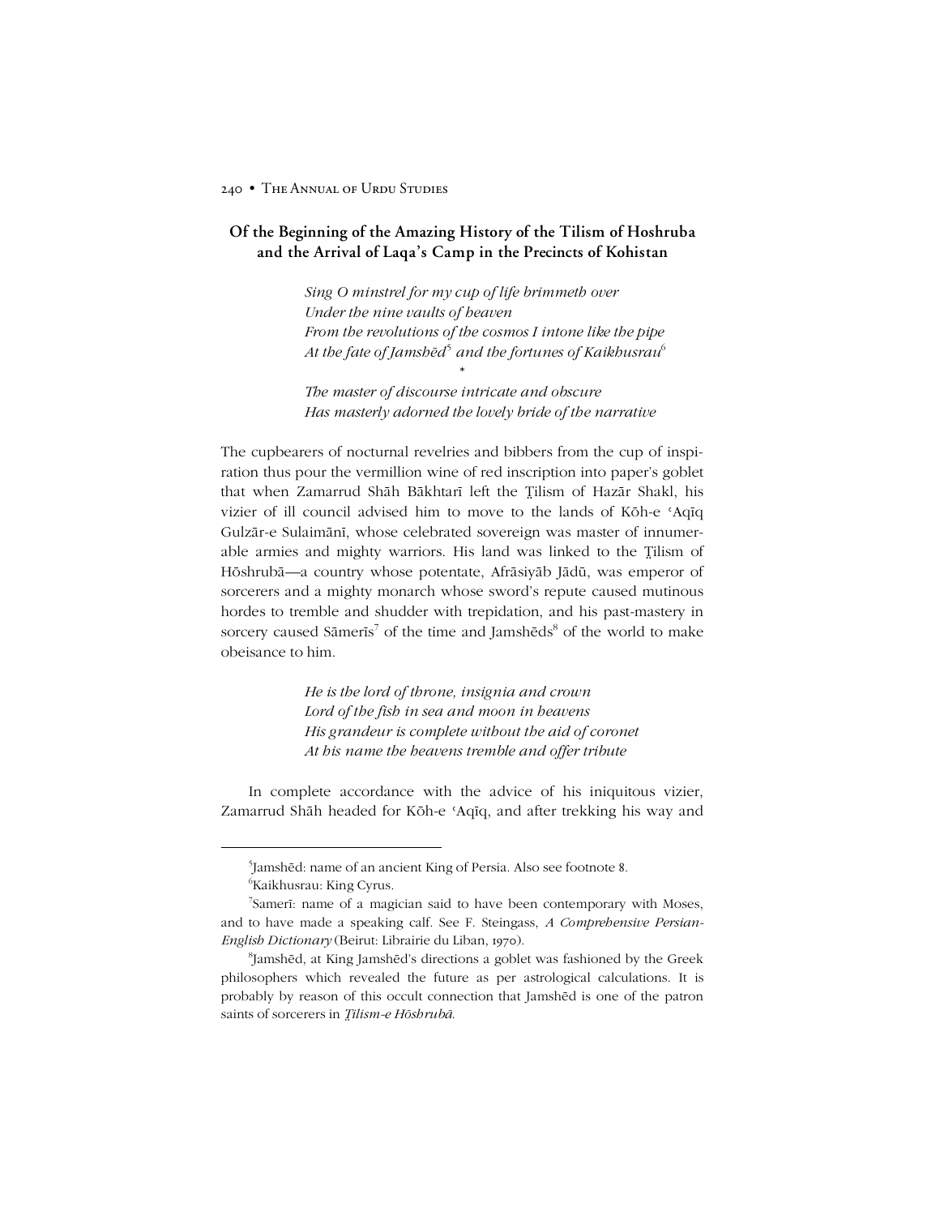## Of the Beginning of the Amazing History of the Tilism of Hoshruba and the Arrival of Laqa's Camp in the Precincts of Kohistan

*Sing O minstrel for my cup of life brimmeth over*
*Under the nine vaults of heaven*
*From the revolutions of the cosmos I intone like the pipe*
*At the fate of Jamshēd*[5] *and the fortunes of Kaikhusrau*[6]

\*

*The master of discourse intricate and obscure*
*Has masterly adorned the lovely bride of the narrative*

The cupbearers of nocturnal revelries and bibbers from the cup of inspiration thus pour the vermillion wine of red inscription into paper's goblet that when Zamarrud Shāh Bākhtarī left the Ṭilism of Hazār Shakl, his vizier of ill council advised him to move to the lands of Kōh-e ʿAqīq Gulzār-e Sulaimānī, whose celebrated sovereign was master of innumerable armies and mighty warriors. His land was linked to the Ṭilism of Hōshrubā—a country whose potentate, Afrāsiyāb Jādū, was emperor of sorcerers and a mighty monarch whose sword's repute caused mutinous hordes to tremble and shudder with trepidation, and his past-mastery in sorcery caused Sāmerīs[7] of the time and Jamshēds[8] of the world to make obeisance to him.

*He is the lord of throne, insignia and crown*
*Lord of the fish in sea and moon in heavens*
*His grandeur is complete without the aid of coronet*
*At his name the heavens tremble and offer tribute*

In complete accordance with the advice of his iniquitous vizier, Zamarrud Shāh headed for Kōh-e ʿAqīq, and after trekking his way and

---

[5] Jamshēd: name of an ancient King of Persia. Also see footnote 8.

[6] Kaikhusrau: King Cyrus.

[7] Samerī: name of a magician said to have been contemporary with Moses, and to have made a speaking calf. See F. Steingass, *A Comprehensive Persian-English Dictionary* (Beirut: Librairie du Liban, 1970).

[8] Jamshēd, at King Jamshēd's directions a goblet was fashioned by the Greek philosophers which revealed the future as per astrological calculations. It is probably by reason of this occult connection that Jamshēd is one of the patron saints of sorcerers in *Ṭilism-e Hōshrubā*.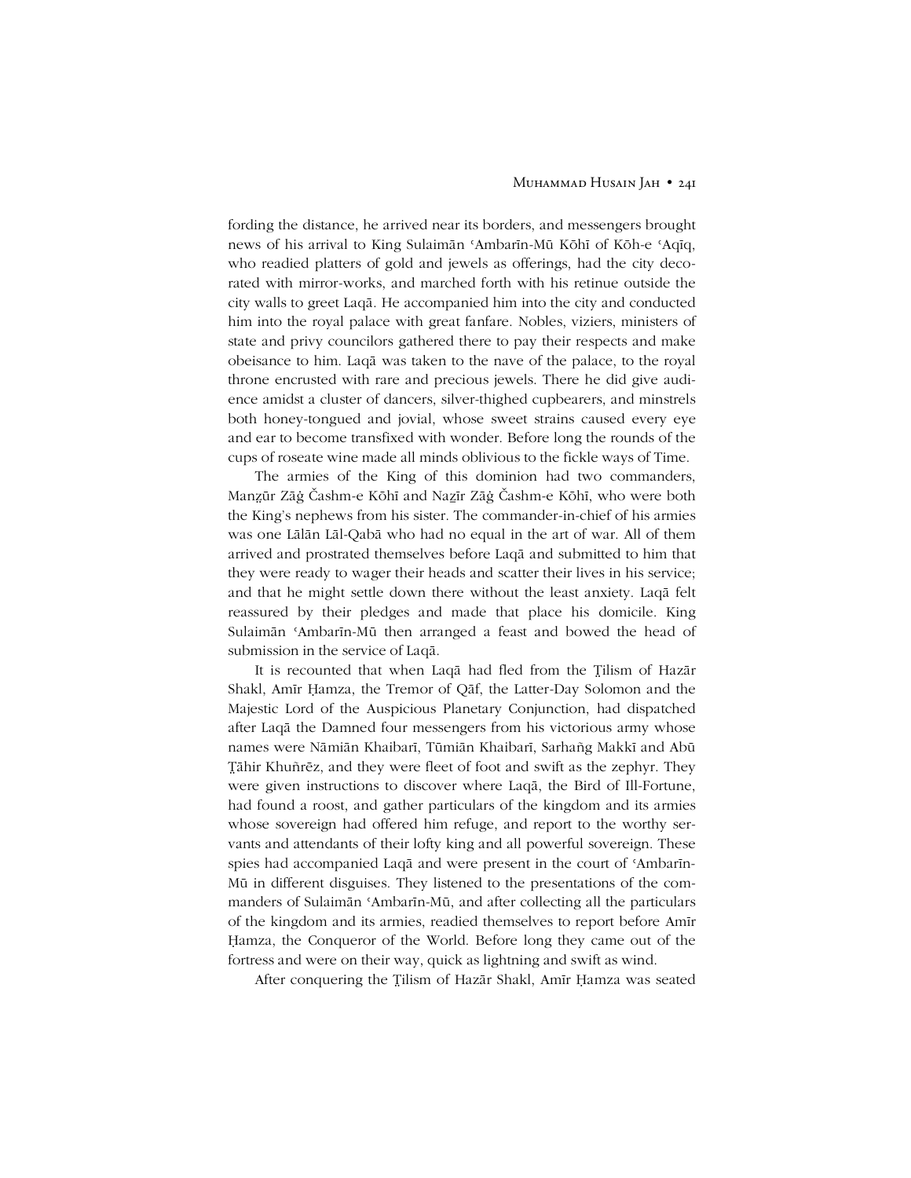fording the distance, he arrived near its borders, and messengers brought news of his arrival to King Sulaimān ʿAmbarīn-Mū Kōhī of Kōh-e ʿAqīq, who readied platters of gold and jewels as offerings, had the city decorated with mirror-works, and marched forth with his retinue outside the city walls to greet Laqā. He accompanied him into the city and conducted him into the royal palace with great fanfare. Nobles, viziers, ministers of state and privy councilors gathered there to pay their respects and make obeisance to him. Laqā was taken to the nave of the palace, to the royal throne encrusted with rare and precious jewels. There he did give audience amidst a cluster of dancers, silver-thighed cupbearers, and minstrels both honey-tongued and jovial, whose sweet strains caused every eye and ear to become transfixed with wonder. Before long the rounds of the cups of roseate wine made all minds oblivious to the fickle ways of Time.

The armies of the King of this dominion had two commanders, Manẓūr Zāġ Čashm-e Kōhī and Naẓīr Zāġ Čashm-e Kōhī, who were both the King's nephews from his sister. The commander-in-chief of his armies was one Lālān Lāl-Qabā who had no equal in the art of war. All of them arrived and prostrated themselves before Laqā and submitted to him that they were ready to wager their heads and scatter their lives in his service; and that he might settle down there without the least anxiety. Laqā felt reassured by their pledges and made that place his domicile. King Sulaimān ʿAmbarīn-Mū then arranged a feast and bowed the head of submission in the service of Laqā.

It is recounted that when Laqā had fled from the Ṭilism of Hazār Shakl, Amīr Ḥamza, the Tremor of Qāf, the Latter-Day Solomon and the Majestic Lord of the Auspicious Planetary Conjunction, had dispatched after Laqā the Damned four messengers from his victorious army whose names were Nāmiān Khaibarī, Tūmiān Khaibarī, Sarhañg Makkī and Abū Ṭāhir Khuñrēz, and they were fleet of foot and swift as the zephyr. They were given instructions to discover where Laqā, the Bird of Ill-Fortune, had found a roost, and gather particulars of the kingdom and its armies whose sovereign had offered him refuge, and report to the worthy servants and attendants of their lofty king and all powerful sovereign. These spies had accompanied Laqā and were present in the court of ʿAmbarīn-Mū in different disguises. They listened to the presentations of the commanders of Sulaimān ʿAmbarīn-Mū, and after collecting all the particulars of the kingdom and its armies, readied themselves to report before Amīr Ḥamza, the Conqueror of the World. Before long they came out of the fortress and were on their way, quick as lightning and swift as wind.

After conquering the Ṭilism of Hazār Shakl, Amīr Ḥamza was seated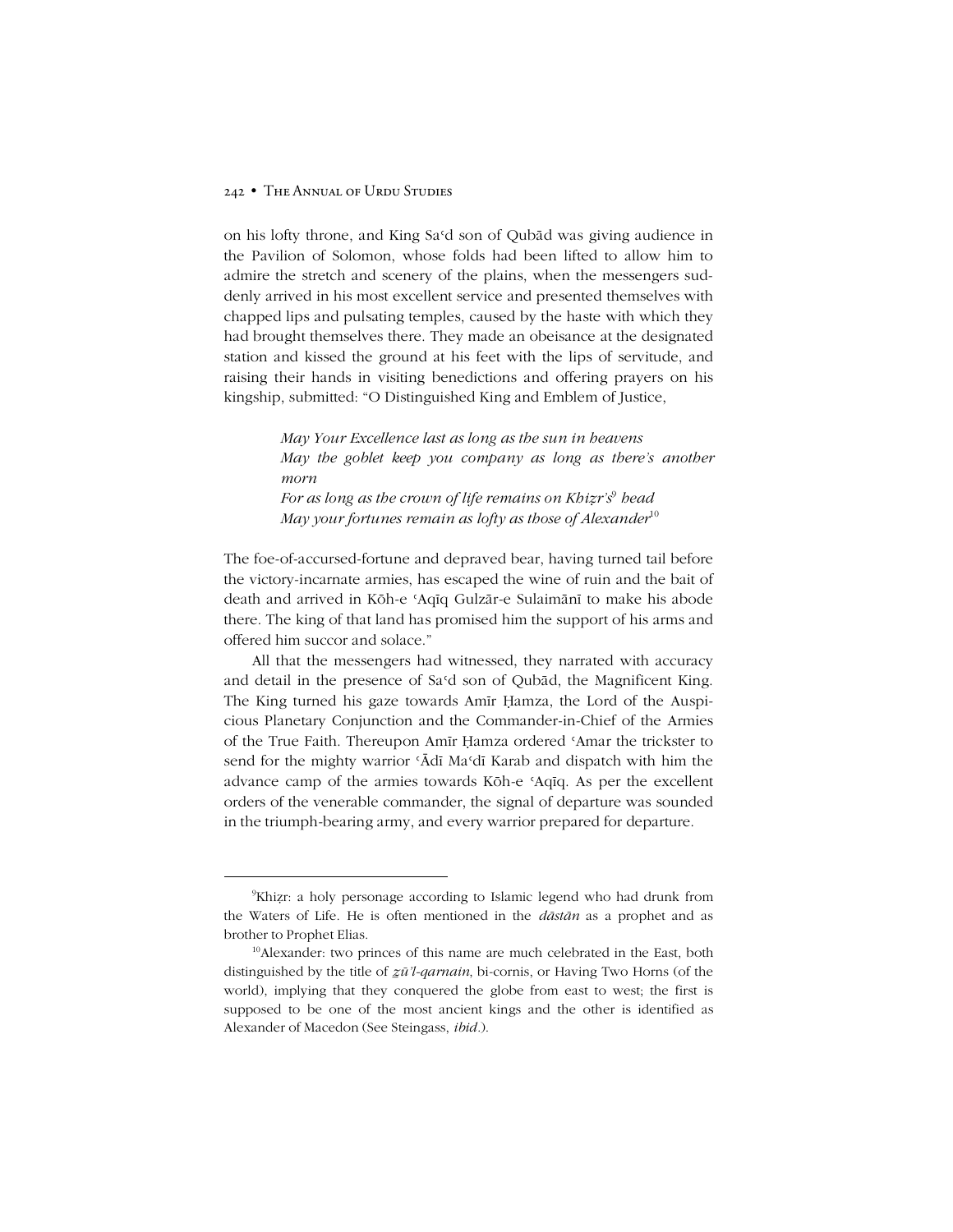on his lofty throne, and King Saʿd son of Qubād was giving audience in the Pavilion of Solomon, whose folds had been lifted to allow him to admire the stretch and scenery of the plains, when the messengers suddenly arrived in his most excellent service and presented themselves with chapped lips and pulsating temples, caused by the haste with which they had brought themselves there. They made an obeisance at the designated station and kissed the ground at his feet with the lips of servitude, and raising their hands in visiting benedictions and offering prayers on his kingship, submitted: "O Distinguished King and Emblem of Justice,

> *May Your Excellence last as long as the sun in heavens*
> *May the goblet keep you company as long as there's another morn*
> *For as long as the crown of life remains on Khiẓr's*[9] *head*
> *May your fortunes remain as lofty as those of Alexander*[10]

The foe-of-accursed-fortune and depraved bear, having turned tail before the victory-incarnate armies, has escaped the wine of ruin and the bait of death and arrived in Kōh-e ʿAqīq Gulzār-e Sulaimānī to make his abode there. The king of that land has promised him the support of his arms and offered him succor and solace."

All that the messengers had witnessed, they narrated with accuracy and detail in the presence of Saʿd son of Qubād, the Magnificent King. The King turned his gaze towards Amīr Ḥamza, the Lord of the Auspicious Planetary Conjunction and the Commander-in-Chief of the Armies of the True Faith. Thereupon Amīr Ḥamza ordered ʿAmar the trickster to send for the mighty warrior ʿĀdī Maʿdī Karab and dispatch with him the advance camp of the armies towards Kōh-e ʿAqīq. As per the excellent orders of the venerable commander, the signal of departure was sounded in the triumph-bearing army, and every warrior prepared for departure.

---

[9]Khiẓr: a holy personage according to Islamic legend who had drunk from the Waters of Life. He is often mentioned in the *dāstān* as a prophet and as brother to Prophet Elias.

[10]Alexander: two princes of this name are much celebrated in the East, both distinguished by the title of *z̤ū'l-qarnain*, bi-cornis, or Having Two Horns (of the world), implying that they conquered the globe from east to west; the first is supposed to be one of the most ancient kings and the other is identified as Alexander of Macedon (See Steingass, *ibid*.).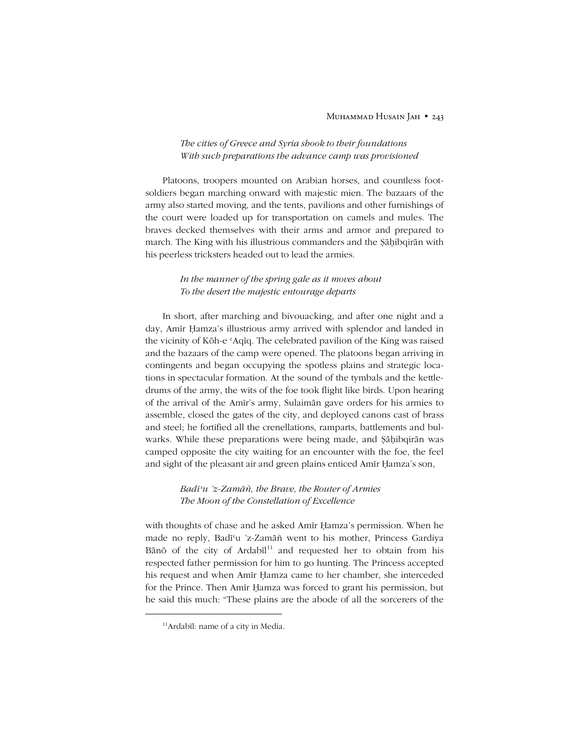*The cities of Greece and Syria shook to their foundations*
*With such preparations the advance camp was provisioned*

Platoons, troopers mounted on Arabian horses, and countless foot-soldiers began marching onward with majestic mien. The bazaars of the army also started moving, and the tents, pavilions and other furnishings of the court were loaded up for transportation on camels and mules. The braves decked themselves with their arms and armor and prepared to march. The King with his illustrious commanders and the Ṣāḥibqirān with his peerless tricksters headed out to lead the armies.

*In the manner of the spring gale as it moves about*
*To the desert the majestic entourage departs*

In short, after marching and bivouacking, and after one night and a day, Amīr Ḥamza's illustrious army arrived with splendor and landed in the vicinity of Kōh-e ʿAqīq. The celebrated pavilion of the King was raised and the bazaars of the camp were opened. The platoons began arriving in contingents and began occupying the spotless plains and strategic locations in spectacular formation. At the sound of the tymbals and the kettle-drums of the army, the wits of the foe took flight like birds. Upon hearing of the arrival of the Amīr's army, Sulaimān gave orders for his armies to assemble, closed the gates of the city, and deployed canons cast of brass and steel; he fortified all the crenellations, ramparts, battlements and bulwarks. While these preparations were being made, and Ṣāḥibqirān was camped opposite the city waiting for an encounter with the foe, the feel and sight of the pleasant air and green plains enticed Amīr Ḥamza's son,

*Badīʿu 'z-Zamāñ, the Brave, the Router of Armies*
*The Moon of the Constellation of Excellence*

with thoughts of chase and he asked Amīr Ḥamza's permission. When he made no reply, Badīʿu 'z-Zamāñ went to his mother, Princess Gardiya Bānō of the city of Ardabīl[11] and requested her to obtain from his respected father permission for him to go hunting. The Princess accepted his request and when Amīr Ḥamza came to her chamber, she interceded for the Prince. Then Amīr Ḥamza was forced to grant his permission, but he said this much: "These plains are the abode of all the sorcerers of the

---

[11] Ardabīl: name of a city in Media.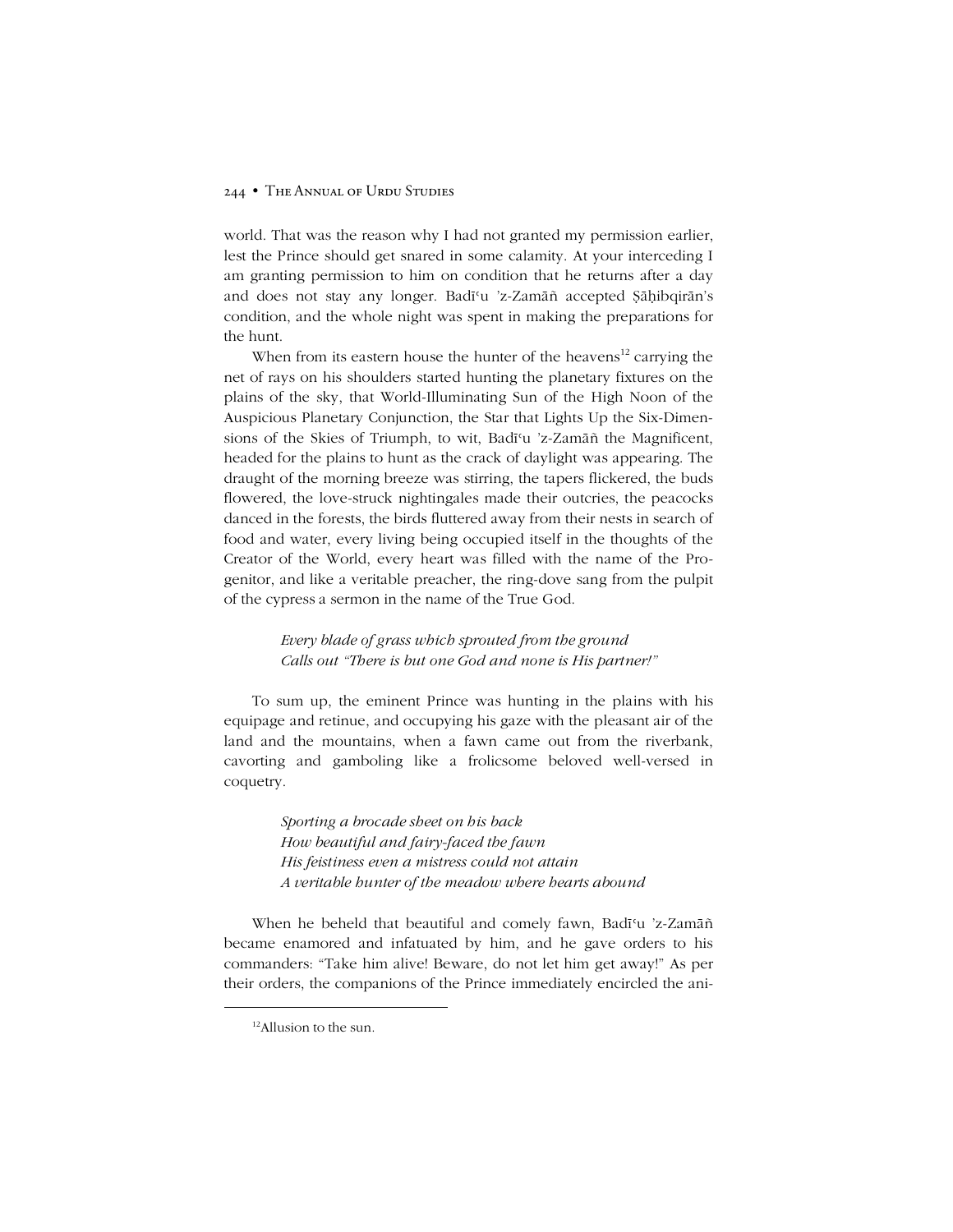world. That was the reason why I had not granted my permission earlier, lest the Prince should get snared in some calamity. At your interceding I am granting permission to him on condition that he returns after a day and does not stay any longer. Badīʿu ʾz-Zamāñ accepted Ṣāḥibqirān's condition, and the whole night was spent in making the preparations for the hunt.

When from its eastern house the hunter of the heavens[12] carrying the net of rays on his shoulders started hunting the planetary fixtures on the plains of the sky, that World-Illuminating Sun of the High Noon of the Auspicious Planetary Conjunction, the Star that Lights Up the Six-Dimensions of the Skies of Triumph, to wit, Badīʿu ʾz-Zamāñ the Magnificent, headed for the plains to hunt as the crack of daylight was appearing. The draught of the morning breeze was stirring, the tapers flickered, the buds flowered, the love-struck nightingales made their outcries, the peacocks danced in the forests, the birds fluttered away from their nests in search of food and water, every living being occupied itself in the thoughts of the Creator of the World, every heart was filled with the name of the Progenitor, and like a veritable preacher, the ring-dove sang from the pulpit of the cypress a sermon in the name of the True God.

> *Every blade of grass which sprouted from the ground*
> *Calls out "There is but one God and none is His partner!"*

To sum up, the eminent Prince was hunting in the plains with his equipage and retinue, and occupying his gaze with the pleasant air of the land and the mountains, when a fawn came out from the riverbank, cavorting and gamboling like a frolicsome beloved well-versed in coquetry.

> *Sporting a brocade sheet on his back*
> *How beautiful and fairy-faced the fawn*
> *His feistiness even a mistress could not attain*
> *A veritable hunter of the meadow where hearts abound*

When he beheld that beautiful and comely fawn, Badīʿu ʾz-Zamāñ became enamored and infatuated by him, and he gave orders to his commanders: "Take him alive! Beware, do not let him get away!" As per their orders, the companions of the Prince immediately encircled the ani-

---

[12] Allusion to the sun.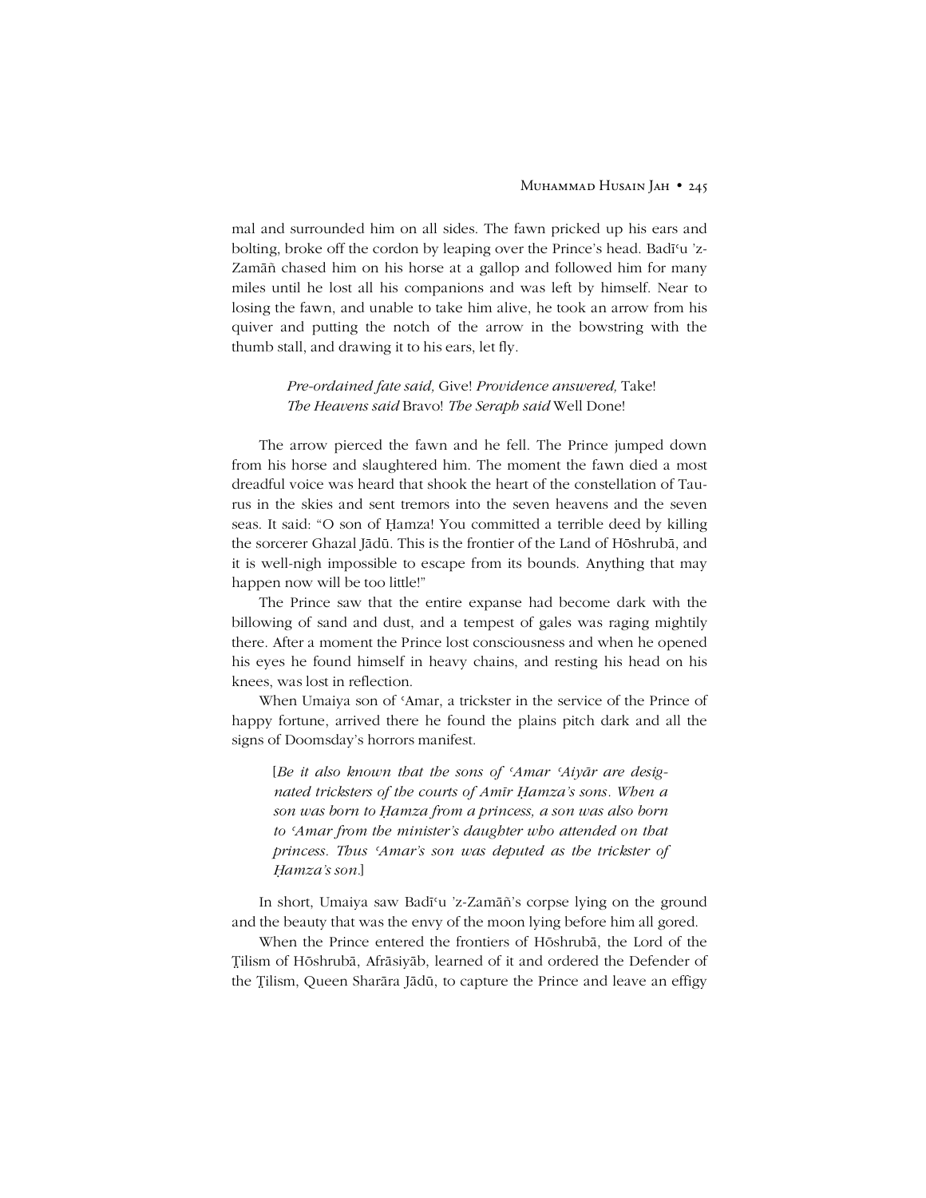mal and surrounded him on all sides. The fawn pricked up his ears and bolting, broke off the cordon by leaping over the Prince's head. Badīʿu 'z-Zamāñ chased him on his horse at a gallop and followed him for many miles until he lost all his companions and was left by himself. Near to losing the fawn, and unable to take him alive, he took an arrow from his quiver and putting the notch of the arrow in the bowstring with the thumb stall, and drawing it to his ears, let fly.

> *Pre-ordained fate said,* Give! *Providence answered,* Take!
> *The Heavens said* Bravo! *The Seraph said* Well Done!

The arrow pierced the fawn and he fell. The Prince jumped down from his horse and slaughtered him. The moment the fawn died a most dreadful voice was heard that shook the heart of the constellation of Taurus in the skies and sent tremors into the seven heavens and the seven seas. It said: "O son of Ḥamza! You committed a terrible deed by killing the sorcerer Ghazal Jādū. This is the frontier of the Land of Hōshrubā, and it is well-nigh impossible to escape from its bounds. Anything that may happen now will be too little!"

The Prince saw that the entire expanse had become dark with the billowing of sand and dust, and a tempest of gales was raging mightily there. After a moment the Prince lost consciousness and when he opened his eyes he found himself in heavy chains, and resting his head on his knees, was lost in reflection.

When Umaiya son of ʿAmar, a trickster in the service of the Prince of happy fortune, arrived there he found the plains pitch dark and all the signs of Doomsday's horrors manifest.

> [*Be it also known that the sons of ʿAmar ʿAiyār are designated tricksters of the courts of Amīr Ḥamza's sons. When a son was born to Ḥamza from a princess, a son was also born to ʿAmar from the minister's daughter who attended on that princess. Thus ʿAmar's son was deputed as the trickster of Ḥamza's son.*]

In short, Umaiya saw Badīʿu 'z-Zamāñ's corpse lying on the ground and the beauty that was the envy of the moon lying before him all gored.

When the Prince entered the frontiers of Hōshrubā, the Lord of the Ṭilism of Hōshrubā, Afrāsiyāb, learned of it and ordered the Defender of the Ṭilism, Queen Sharāra Jādū, to capture the Prince and leave an effigy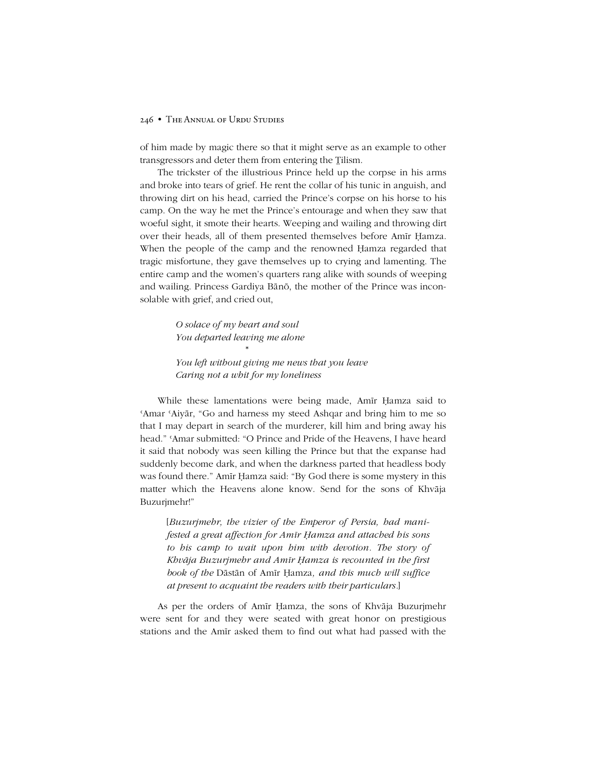of him made by magic there so that it might serve as an example to other transgressors and deter them from entering the Ṭilism.

The trickster of the illustrious Prince held up the corpse in his arms and broke into tears of grief. He rent the collar of his tunic in anguish, and throwing dirt on his head, carried the Prince's corpse on his horse to his camp. On the way he met the Prince's entourage and when they saw that woeful sight, it smote their hearts. Weeping and wailing and throwing dirt over their heads, all of them presented themselves before Amīr Ḥamza. When the people of the camp and the renowned Ḥamza regarded that tragic misfortune, they gave themselves up to crying and lamenting. The entire camp and the women's quarters rang alike with sounds of weeping and wailing. Princess Gardiya Bānō, the mother of the Prince was inconsolable with grief, and cried out,

> *O solace of my heart and soul*
> *You departed leaving me alone*
>
> *
>
> *You left without giving me news that you leave*
> *Caring not a whit for my loneliness*

While these lamentations were being made, Amīr Ḥamza said to ʿAmar ʿAiyār, "Go and harness my steed Ashqar and bring him to me so that I may depart in search of the murderer, kill him and bring away his head." ʿAmar submitted: "O Prince and Pride of the Heavens, I have heard it said that nobody was seen killing the Prince but that the expanse had suddenly become dark, and when the darkness parted that headless body was found there." Amīr Ḥamza said: "By God there is some mystery in this matter which the Heavens alone know. Send for the sons of Khvāja Buzurjmehr!"

> [*Buzurjmehr, the vizier of the Emperor of Persia, had manifested a great affection for Amīr Ḥamza and attached his sons to his camp to wait upon him with devotion. The story of Khvāja Buzurjmehr and Amīr Ḥamza is recounted in the first book of the* Dāstān of Amīr Ḥamza*, and this much will suffice at present to acquaint the readers with their particulars.*]

As per the orders of Amīr Ḥamza, the sons of Khvāja Buzurjmehr were sent for and they were seated with great honor on prestigious stations and the Amīr asked them to find out what had passed with the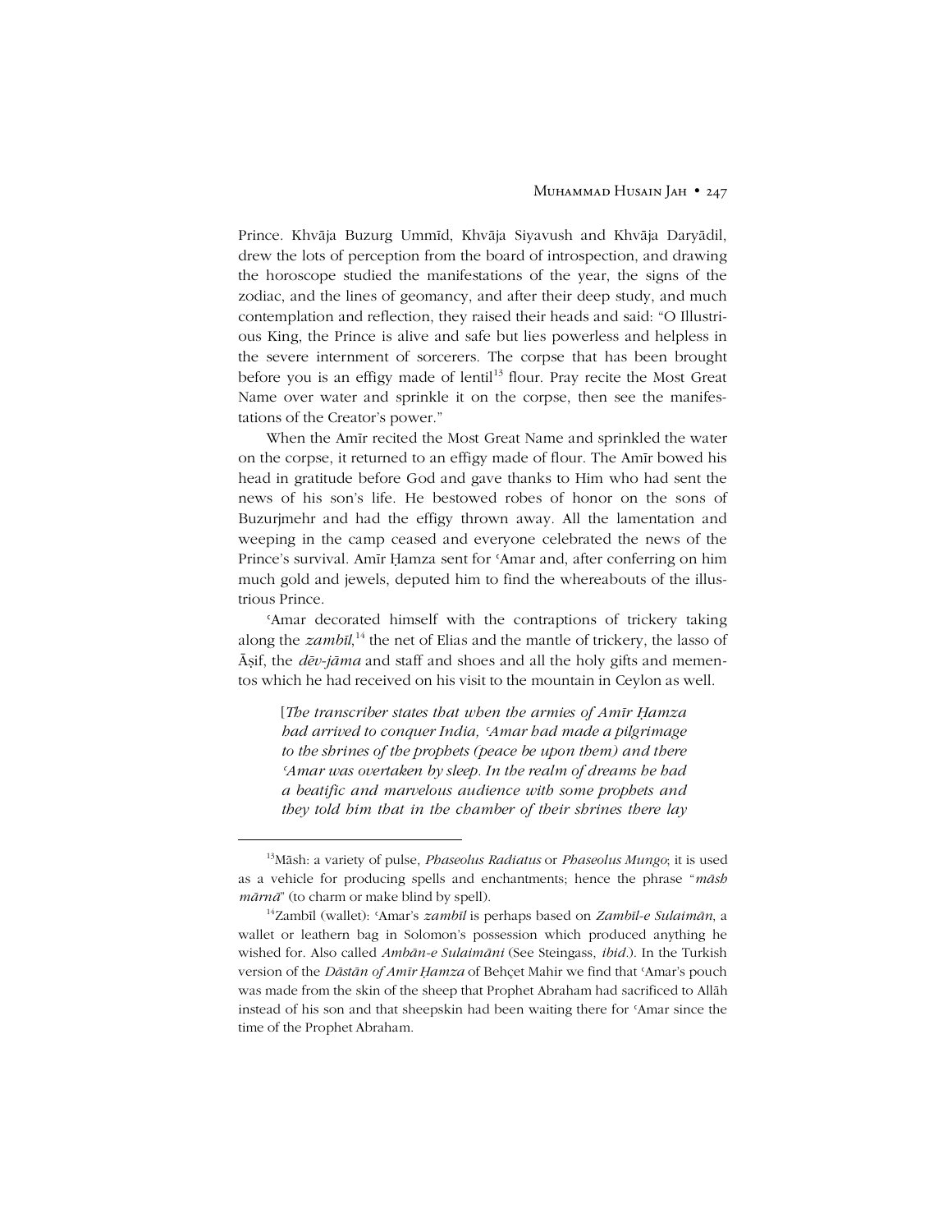Prince. Khvāja Buzurg Ummīd, Khvāja Siyavush and Khvāja Daryādil, drew the lots of perception from the board of introspection, and drawing the horoscope studied the manifestations of the year, the signs of the zodiac, and the lines of geomancy, and after their deep study, and much contemplation and reflection, they raised their heads and said: "O Illustrious King, the Prince is alive and safe but lies powerless and helpless in the severe internment of sorcerers. The corpse that has been brought before you is an effigy made of lentil[13] flour. Pray recite the Most Great Name over water and sprinkle it on the corpse, then see the manifestations of the Creator's power."

When the Amīr recited the Most Great Name and sprinkled the water on the corpse, it returned to an effigy made of flour. The Amīr bowed his head in gratitude before God and gave thanks to Him who had sent the news of his son's life. He bestowed robes of honor on the sons of Buzurjmehr and had the effigy thrown away. All the lamentation and weeping in the camp ceased and everyone celebrated the news of the Prince's survival. Amīr Ḥamza sent for ʿAmar and, after conferring on him much gold and jewels, deputed him to find the whereabouts of the illustrious Prince.

ʿAmar decorated himself with the contraptions of trickery taking along the *zambīl*,[14] the net of Elias and the mantle of trickery, the lasso of Āṣif, the *dēv-jāma* and staff and shoes and all the holy gifts and mementos which he had received on his visit to the mountain in Ceylon as well.

> [*The transcriber states that when the armies of Amīr Ḥamza had arrived to conquer India, ʿAmar had made a pilgrimage to the shrines of the prophets (peace be upon them) and there ʿAmar was overtaken by sleep. In the realm of dreams he had a beatific and marvelous audience with some prophets and they told him that in the chamber of their shrines there lay*

---

[13] Māsh: a variety of pulse, *Phaseolus Radiatus* or *Phaseolus Mungo*; it is used as a vehicle for producing spells and enchantments; hence the phrase "*māsh mārnā*" (to charm or make blind by spell).

[14] Zambīl (wallet): ʿAmar's *zambīl* is perhaps based on *Zambīl-e Sulaimān*, a wallet or leathern bag in Solomon's possession which produced anything he wished for. Also called *Ambān-e Sulaimāni* (See Steingass, *ibid.*). In the Turkish version of the *Dāstān of Amīr Ḥamza* of Behçet Mahir we find that ʿAmar's pouch was made from the skin of the sheep that Prophet Abraham had sacrificed to Allāh instead of his son and that sheepskin had been waiting there for ʿAmar since the time of the Prophet Abraham.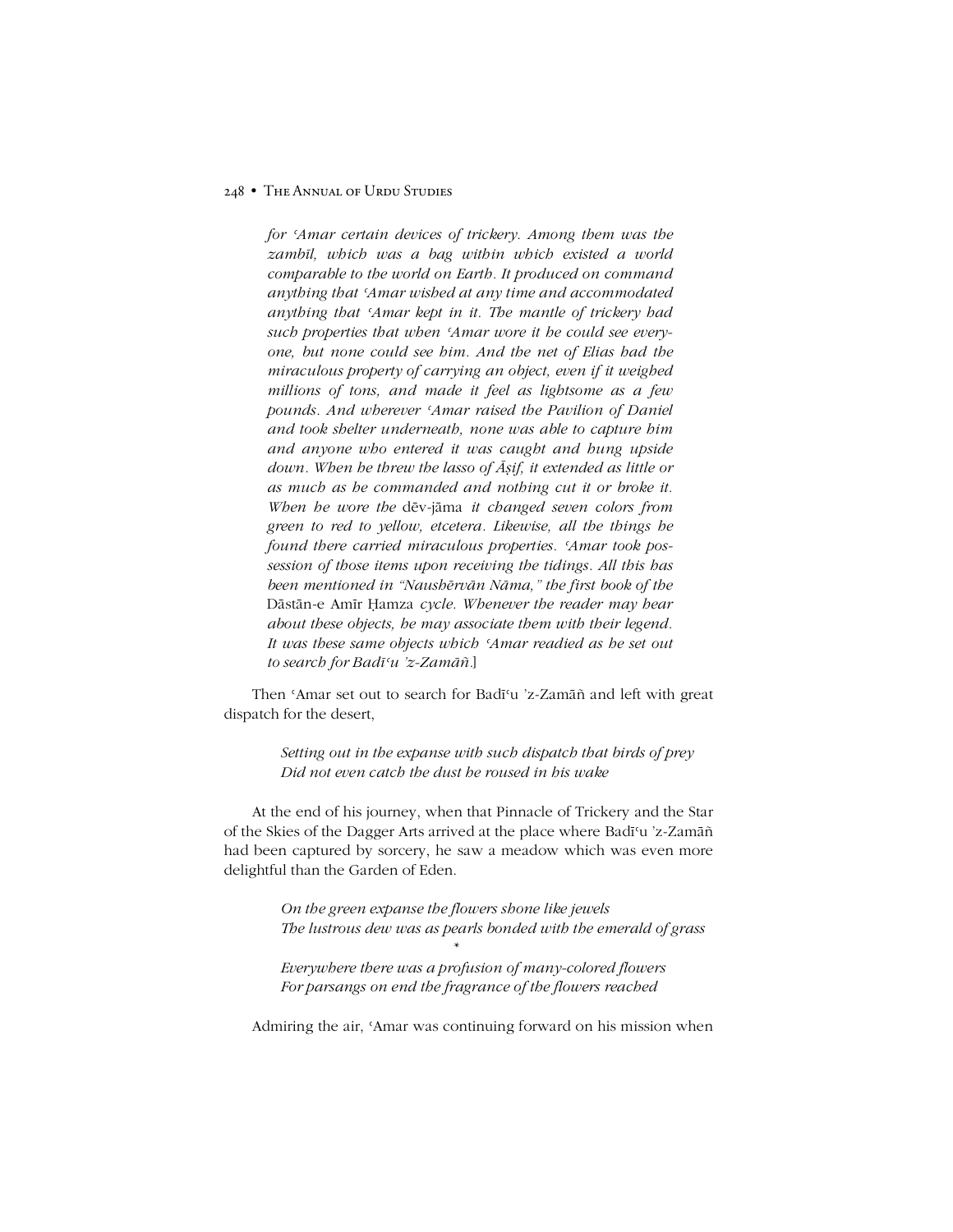*for ʿAmar certain devices of trickery. Among them was the zambīl, which was a bag within which existed a world comparable to the world on Earth. It produced on command anything that ʿAmar wished at any time and accommodated anything that ʿAmar kept in it. The mantle of trickery had such properties that when ʿAmar wore it he could see everyone, but none could see him. And the net of Elias had the miraculous property of carrying an object, even if it weighed millions of tons, and made it feel as lightsome as a few pounds. And wherever ʿAmar raised the Pavilion of Daniel and took shelter underneath, none was able to capture him and anyone who entered it was caught and hung upside down. When he threw the lasso of Āṣif, it extended as little or as much as he commanded and nothing cut it or broke it. When he wore the* dēv-jāma *it changed seven colors from green to red to yellow, etcetera. Likewise, all the things he found there carried miraculous properties. ʿAmar took possession of those items upon receiving the tidings. All this has been mentioned in "Naushērvān Nāma," the first book of the* Dāstān-e Amīr Ḥamza *cycle. Whenever the reader may hear about these objects, he may associate them with their legend. It was these same objects which ʿAmar readied as he set out to search for Badīʿu 'z-Zamāñ.*]

Then ʿAmar set out to search for Badīʿu 'z-Zamāñ and left with great dispatch for the desert,

> *Setting out in the expanse with such dispatch that birds of prey*
> *Did not even catch the dust he roused in his wake*

At the end of his journey, when that Pinnacle of Trickery and the Star of the Skies of the Dagger Arts arrived at the place where Badīʿu 'z-Zamāñ had been captured by sorcery, he saw a meadow which was even more delightful than the Garden of Eden.

> *On the green expanse the flowers shone like jewels*
> *The lustrous dew was as pearls bonded with the emerald of grass*
>
> \*
>
> *Everywhere there was a profusion of many-colored flowers*
> *For parsangs on end the fragrance of the flowers reached*

Admiring the air, ʿAmar was continuing forward on his mission when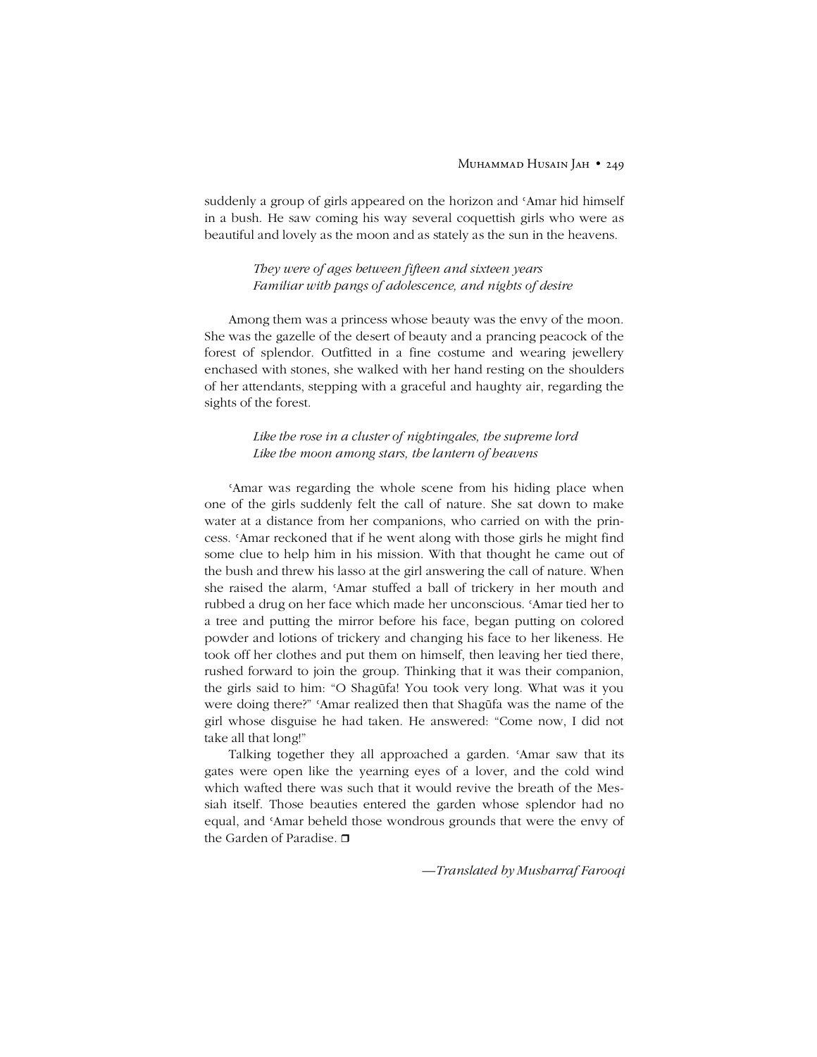suddenly a group of girls appeared on the horizon and ʿAmar hid himself in a bush. He saw coming his way several coquettish girls who were as beautiful and lovely as the moon and as stately as the sun in the heavens.

> *They were of ages between fifteen and sixteen years*
> *Familiar with pangs of adolescence, and nights of desire*

Among them was a princess whose beauty was the envy of the moon. She was the gazelle of the desert of beauty and a prancing peacock of the forest of splendor. Outfitted in a fine costume and wearing jewellery enchased with stones, she walked with her hand resting on the shoulders of her attendants, stepping with a graceful and haughty air, regarding the sights of the forest.

> *Like the rose in a cluster of nightingales, the supreme lord*
> *Like the moon among stars, the lantern of heavens*

ʿAmar was regarding the whole scene from his hiding place when one of the girls suddenly felt the call of nature. She sat down to make water at a distance from her companions, who carried on with the princess. ʿAmar reckoned that if he went along with those girls he might find some clue to help him in his mission. With that thought he came out of the bush and threw his lasso at the girl answering the call of nature. When she raised the alarm, ʿAmar stuffed a ball of trickery in her mouth and rubbed a drug on her face which made her unconscious. ʿAmar tied her to a tree and putting the mirror before his face, began putting on colored powder and lotions of trickery and changing his face to her likeness. He took off her clothes and put them on himself, then leaving her tied there, rushed forward to join the group. Thinking that it was their companion, the girls said to him: "O Shagūfa! You took very long. What was it you were doing there?" ʿAmar realized then that Shagūfa was the name of the girl whose disguise he had taken. He answered: "Come now, I did not take all that long!"

Talking together they all approached a garden. ʿAmar saw that its gates were open like the yearning eyes of a lover, and the cold wind which wafted there was such that it would revive the breath of the Messiah itself. Those beauties entered the garden whose splendor had no equal, and ʿAmar beheld those wondrous grounds that were the envy of the Garden of Paradise. ❒

*—Translated by Musharraf Farooqi*